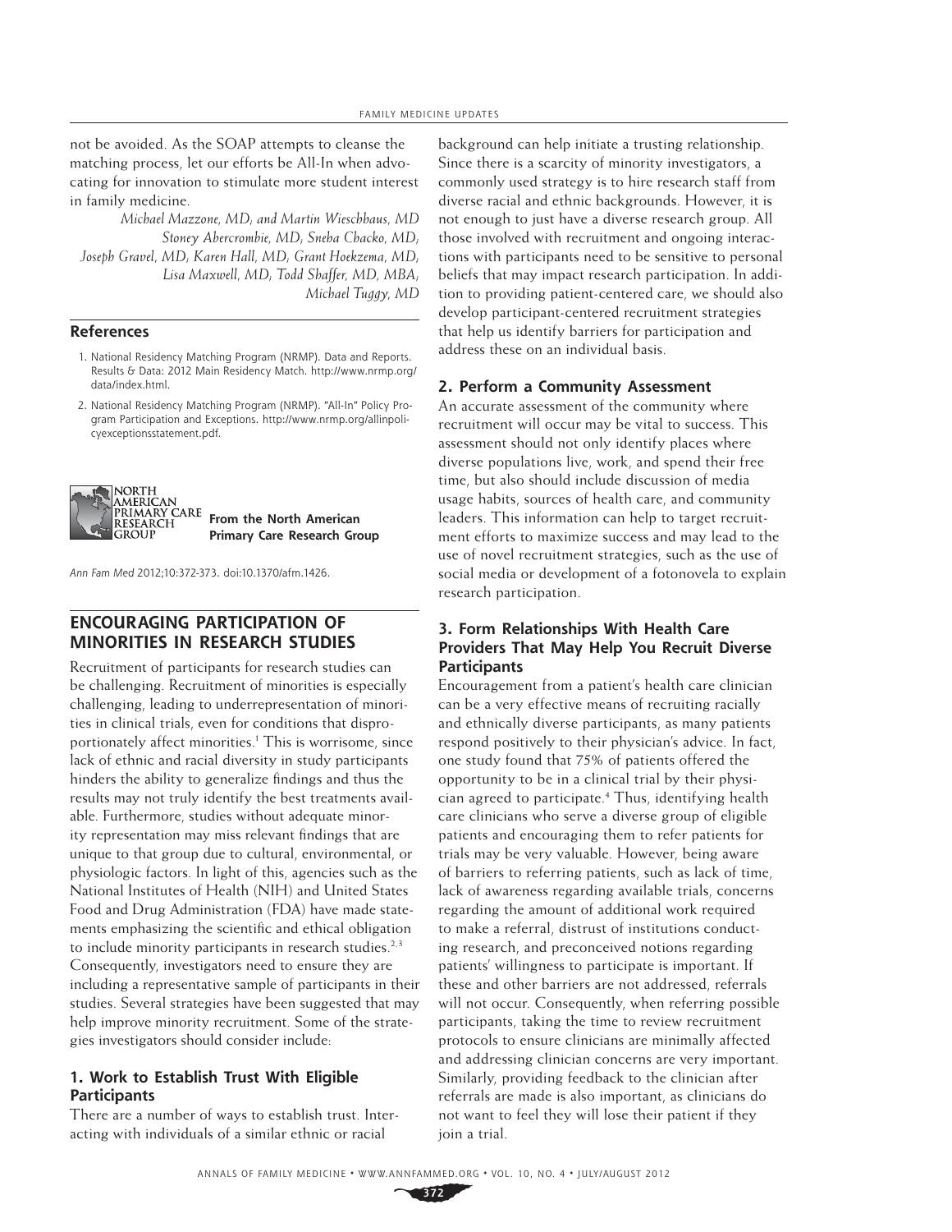not be avoided. As the SOAP attempts to cleanse the matching process, let our efforts be All-In when advocating for innovation to stimulate more student interest in family medicine.

*Michael Mazzone, MD; and Martin Wieschhaus, MD*
*Stoney Abercrombie, MD; Sneha Chacko, MD;*
*Joseph Gravel, MD; Karen Hall, MD; Grant Hoekzema, MD;*
*Lisa Maxwell, MD; Todd Shaffer, MD, MBA;*
*Michael Tuggy, MD*

## References

1. National Residency Matching Program (NRMP). Data and Reports. Results & Data: 2012 Main Residency Match. http://www.nrmp.org/data/index.html.
2. National Residency Matching Program (NRMP). "All-In" Policy Program Participation and Exceptions. http://www.nrmp.org/allinpolicyexceptionsstatement.pdf.

NORTH AMERICAN PRIMARY CARE RESEARCH GROUP

**From the North American Primary Care Research Group**

*Ann Fam Med* 2012;10:372-373. doi:10.1370/afm.1426.

## ENCOURAGING PARTICIPATION OF MINORITIES IN RESEARCH STUDIES

Recruitment of participants for research studies can be challenging. Recruitment of minorities is especially challenging, leading to underrepresentation of minorities in clinical trials, even for conditions that disproportionately affect minorities.[1] This is worrisome, since lack of ethnic and racial diversity in study participants hinders the ability to generalize findings and thus the results may not truly identify the best treatments available. Furthermore, studies without adequate minority representation may miss relevant findings that are unique to that group due to cultural, environmental, or physiologic factors. In light of this, agencies such as the National Institutes of Health (NIH) and United States Food and Drug Administration (FDA) have made statements emphasizing the scientific and ethical obligation to include minority participants in research studies.[2,3] Consequently, investigators need to ensure they are including a representative sample of participants in their studies. Several strategies have been suggested that may help improve minority recruitment. Some of the strategies investigators should consider include:

### 1. Work to Establish Trust With Eligible Participants

There are a number of ways to establish trust. Interacting with individuals of a similar ethnic or racial background can help initiate a trusting relationship. Since there is a scarcity of minority investigators, a commonly used strategy is to hire research staff from diverse racial and ethnic backgrounds. However, it is not enough to just have a diverse research group. All those involved with recruitment and ongoing interactions with participants need to be sensitive to personal beliefs that may impact research participation. In addition to providing patient-centered care, we should also develop participant-centered recruitment strategies that help us identify barriers for participation and address these on an individual basis.

### 2. Perform a Community Assessment

An accurate assessment of the community where recruitment will occur may be vital to success. This assessment should not only identify places where diverse populations live, work, and spend their free time, but also should include discussion of media usage habits, sources of health care, and community leaders. This information can help to target recruitment efforts to maximize success and may lead to the use of novel recruitment strategies, such as the use of social media or development of a fotonovela to explain research participation.

### 3. Form Relationships With Health Care Providers That May Help You Recruit Diverse Participants

Encouragement from a patient's health care clinician can be a very effective means of recruiting racially and ethnically diverse participants, as many patients respond positively to their physician's advice. In fact, one study found that 75% of patients offered the opportunity to be in a clinical trial by their physician agreed to participate.[4] Thus, identifying health care clinicians who serve a diverse group of eligible patients and encouraging them to refer patients for trials may be very valuable. However, being aware of barriers to referring patients, such as lack of time, lack of awareness regarding available trials, concerns regarding the amount of additional work required to make a referral, distrust of institutions conducting research, and preconceived notions regarding patients' willingness to participate is important. If these and other barriers are not addressed, referrals will not occur. Consequently, when referring possible participants, taking the time to review recruitment protocols to ensure clinicians are minimally affected and addressing clinician concerns are very important. Similarly, providing feedback to the clinician after referrals are made is also important, as clinicians do not want to feel they will lose their patient if they join a trial.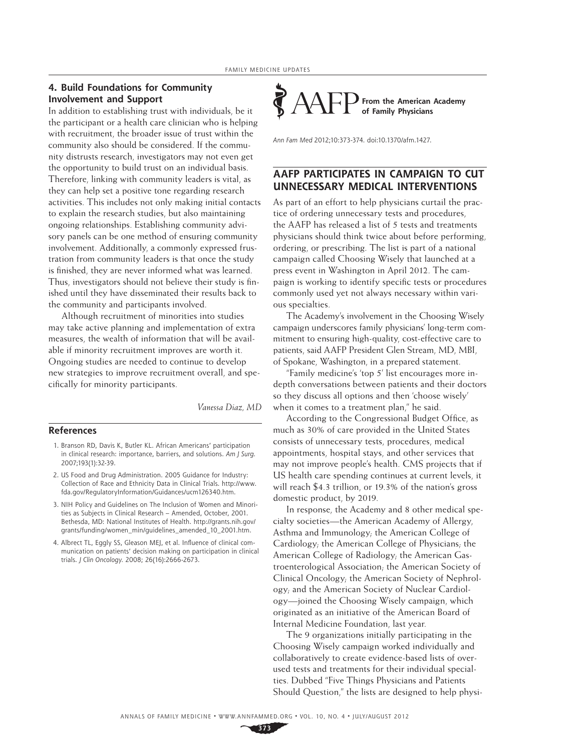## 4. Build Foundations for Community Involvement and Support

In addition to establishing trust with individuals, be it the participant or a health care clinician who is helping with recruitment, the broader issue of trust within the community also should be considered. If the community distrusts research, investigators may not even get the opportunity to build trust on an individual basis. Therefore, linking with community leaders is vital, as they can help set a positive tone regarding research activities. This includes not only making initial contacts to explain the research studies, but also maintaining ongoing relationships. Establishing community advisory panels can be one method of ensuring community involvement. Additionally, a commonly expressed frustration from community leaders is that once the study is finished, they are never informed what was learned. Thus, investigators should not believe their study is finished until they have disseminated their results back to the community and participants involved.

Although recruitment of minorities into studies may take active planning and implementation of extra measures, the wealth of information that will be available if minority recruitment improves are worth it. Ongoing studies are needed to continue to develop new strategies to improve recruitment overall, and specifically for minority participants.

*Vanessa Diaz, MD*

## References

1. Branson RD, Davis K, Butler KL. African Americans' participation in clinical research: importance, barriers, and solutions. *Am J Surg.* 2007;193(1):32-39.
2. US Food and Drug Administration. 2005 Guidance for Industry: Collection of Race and Ethnicity Data in Clinical Trials. http://www.fda.gov/RegulatoryInformation/Guidances/ucm126340.htm.
3. NIH Policy and Guidelines on The Inclusion of Women and Minorities as Subjects in Clinical Research – Amended, October, 2001. Bethesda, MD: National Institutes of Health. http://grants.nih.gov/grants/funding/women_min/guidelines_amended_10_2001.htm.
4. Albrect TL, Eggly SS, Gleason MEJ, et al. Influence of clinical communication on patients' decision making on participation in clinical trials. *J Clin Oncology.* 2008; 26(16):2666-2673.

# AAFP From the American Academy of Family Physicians

*Ann Fam Med* 2012;10:373-374. doi:10.1370/afm.1427.

## AAFP PARTICIPATES IN CAMPAIGN TO CUT UNNECESSARY MEDICAL INTERVENTIONS

As part of an effort to help physicians curtail the practice of ordering unnecessary tests and procedures, the AAFP has released a list of 5 tests and treatments physicians should think twice about before performing, ordering, or prescribing. The list is part of a national campaign called Choosing Wisely that launched at a press event in Washington in April 2012. The campaign is working to identify specific tests or procedures commonly used yet not always necessary within various specialties.

The Academy's involvement in the Choosing Wisely campaign underscores family physicians' long-term commitment to ensuring high-quality, cost-effective care to patients, said AAFP President Glen Stream, MD, MBI, of Spokane, Washington, in a prepared statement.

"Family medicine's 'top 5' list encourages more in-depth conversations between patients and their doctors so they discuss all options and then 'choose wisely' when it comes to a treatment plan," he said.

According to the Congressional Budget Office, as much as 30% of care provided in the United States consists of unnecessary tests, procedures, medical appointments, hospital stays, and other services that may not improve people's health. CMS projects that if US health care spending continues at current levels, it will reach $4.3 trillion, or 19.3% of the nation's gross domestic product, by 2019.

In response, the Academy and 8 other medical specialty societies—the American Academy of Allergy, Asthma and Immunology; the American College of Cardiology; the American College of Physicians; the American College of Radiology; the American Gastroenterological Association; the American Society of Clinical Oncology; the American Society of Nephrology; and the American Society of Nuclear Cardiology—joined the Choosing Wisely campaign, which originated as an initiative of the American Board of Internal Medicine Foundation, last year.

The 9 organizations initially participating in the Choosing Wisely campaign worked individually and collaboratively to create evidence-based lists of overused tests and treatments for their individual specialties. Dubbed "Five Things Physicians and Patients Should Question," the lists are designed to help physi-